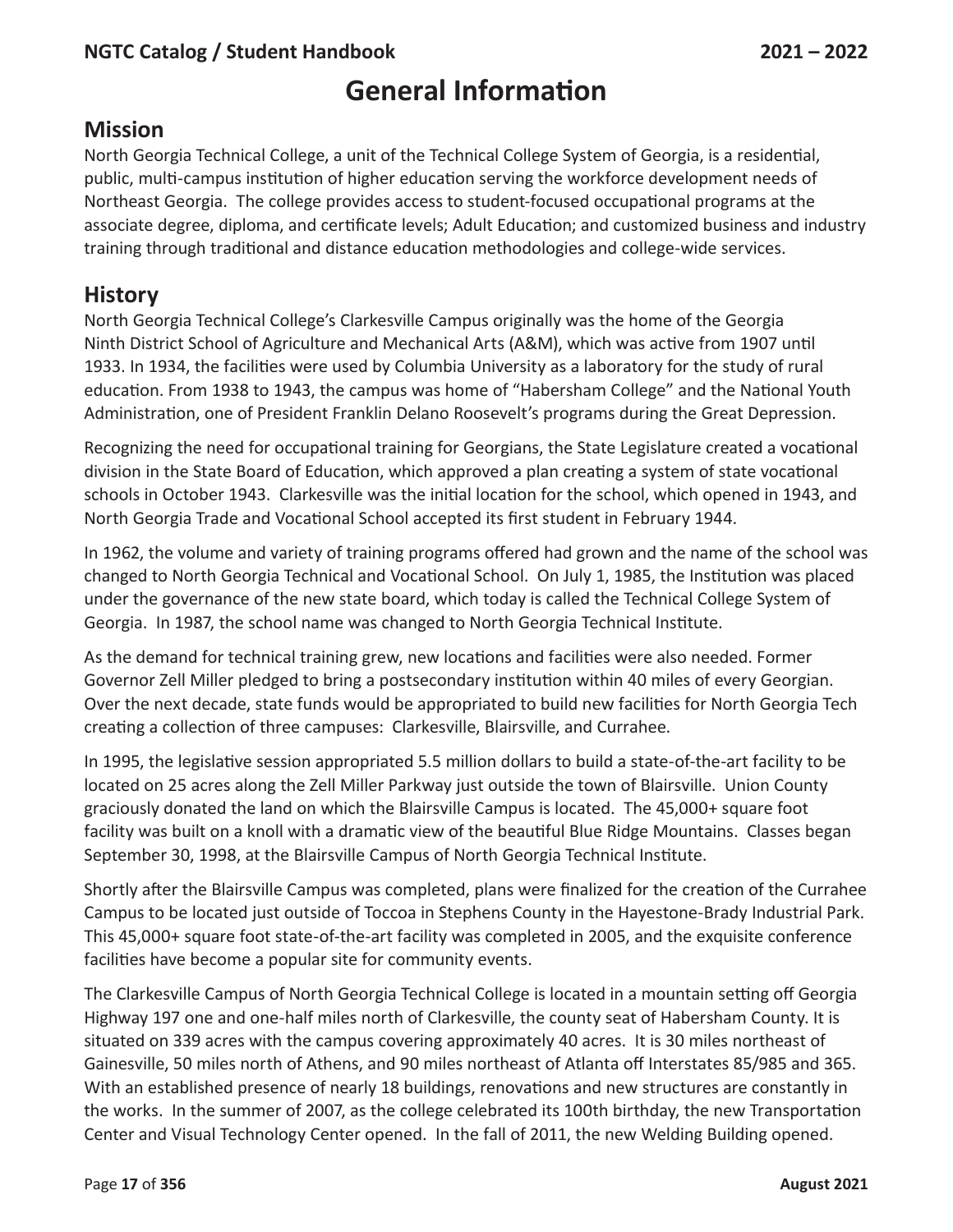# General Information

## Mission

North Georgia Technical College, a unit of the Technical College System of Georgia, is a residential, public, multi-campus institution of higher education serving the workforce development needs of Northeast Georgia. The college provides access to student-focused occupational programs at the associate degree, diploma, and certificate levels; Adult Education; and customized business and industry training through traditional and distance education methodologies and college-wide services.

## History

North Georgia Technical College's Clarkesville Campus originally was the home of the Georgia Ninth District School of Agriculture and Mechanical Arts (A&M), which was active from 1907 until 1933. In 1934, the facilities were used by Columbia University as a laboratory for the study of rural education. From 1938 to 1943, the campus was home of "Habersham College" and the National Youth Administration, one of President Franklin Delano Roosevelt's programs during the Great Depression.

Recognizing the need for occupational training for Georgians, the State Legislature created a vocational division in the State Board of Education, which approved a plan creating a system of state vocational schools in October 1943. Clarkesville was the initial location for the school, which opened in 1943, and North Georgia Trade and Vocational School accepted its first student in February 1944.

In 1962, the volume and variety of training programs offered had grown and the name of the school was changed to North Georgia Technical and Vocational School. On July 1, 1985, the Institution was placed under the governance of the new state board, which today is called the Technical College System of Georgia. In 1987, the school name was changed to North Georgia Technical Institute.

As the demand for technical training grew, new locations and facilities were also needed. Former Governor Zell Miller pledged to bring a postsecondary institution within 40 miles of every Georgian. Over the next decade, state funds would be appropriated to build new facilities for North Georgia Tech creating a collection of three campuses: Clarkesville, Blairsville, and Currahee.

In 1995, the legislative session appropriated 5.5 million dollars to build a state-of-the-art facility to be located on 25 acres along the Zell Miller Parkway just outside the town of Blairsville. Union County graciously donated the land on which the Blairsville Campus is located. The 45,000+ square foot facility was built on a knoll with a dramatic view of the beautiful Blue Ridge Mountains. Classes began September 30, 1998, at the Blairsville Campus of North Georgia Technical Institute.

Shortly after the Blairsville Campus was completed, plans were finalized for the creation of the Currahee Campus to be located just outside of Toccoa in Stephens County in the Hayestone-Brady Industrial Park. This 45,000+ square foot state-of-the-art facility was completed in 2005, and the exquisite conference facilities have become a popular site for community events.

The Clarkesville Campus of North Georgia Technical College is located in a mountain setting off Georgia Highway 197 one and one-half miles north of Clarkesville, the county seat of Habersham County. It is situated on 339 acres with the campus covering approximately 40 acres. It is 30 miles northeast of Gainesville, 50 miles north of Athens, and 90 miles northeast of Atlanta off Interstates 85/985 and 365. With an established presence of nearly 18 buildings, renovations and new structures are constantly in the works. In the summer of 2007, as the college celebrated its 100th birthday, the new Transportation Center and Visual Technology Center opened. In the fall of 2011, the new Welding Building opened.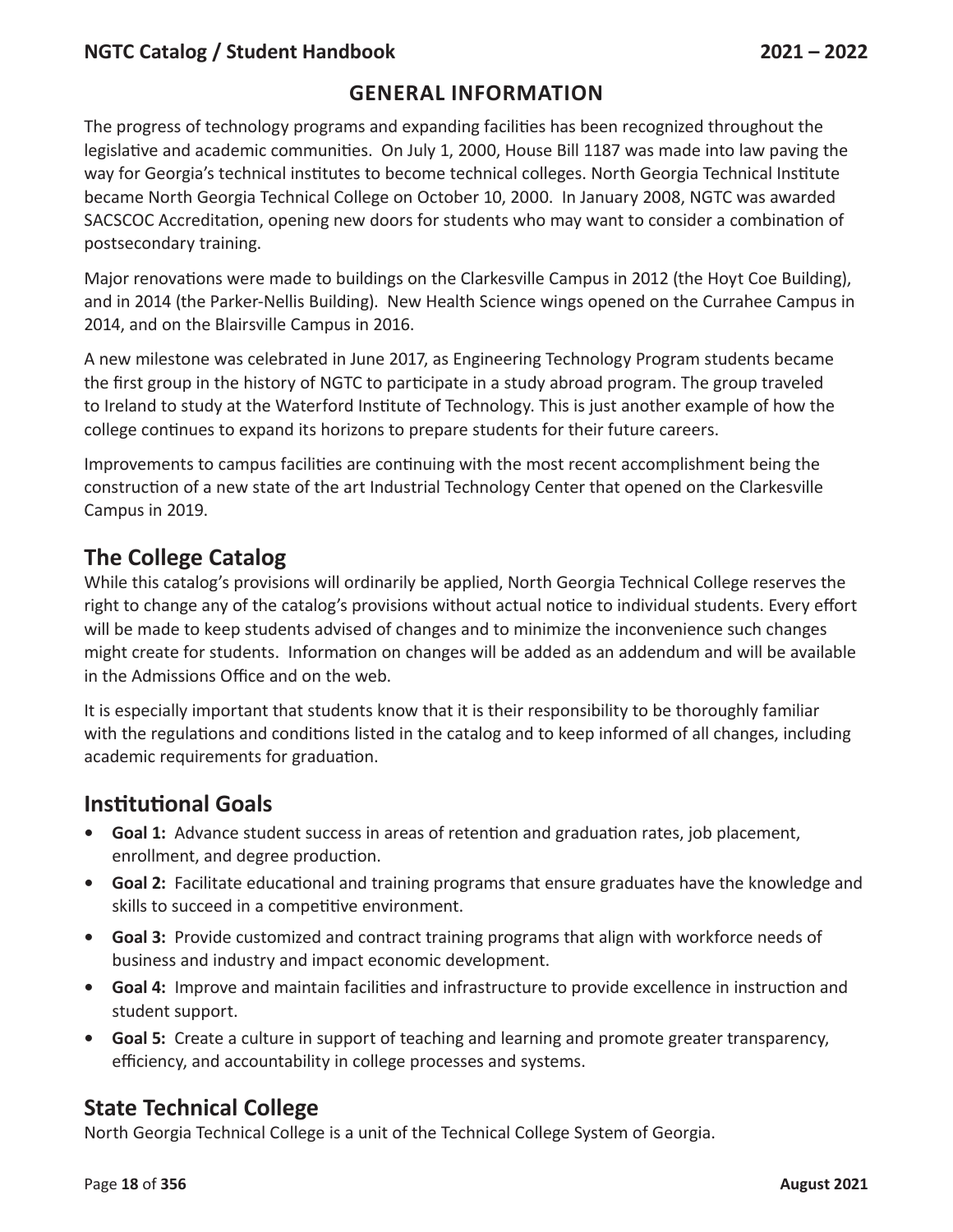## GENERAL INFORMATION

The progress of technology programs and expanding facilities has been recognized throughout the legislative and academic communities. On July 1, 2000, House Bill 1187 was made into law paving the way for Georgia's technical institutes to become technical colleges. North Georgia Technical Institute became North Georgia Technical College on October 10, 2000. In January 2008, NGTC was awarded SACSCOC Accreditation, opening new doors for students who may want to consider a combination of postsecondary training.

Major renovations were made to buildings on the Clarkesville Campus in 2012 (the Hoyt Coe Building), and in 2014 (the Parker-Nellis Building). New Health Science wings opened on the Currahee Campus in 2014, and on the Blairsville Campus in 2016.

A new milestone was celebrated in June 2017, as Engineering Technology Program students became the first group in the history of NGTC to participate in a study abroad program. The group traveled to Ireland to study at the Waterford Institute of Technology. This is just another example of how the college continues to expand its horizons to prepare students for their future careers.

Improvements to campus facilities are continuing with the most recent accomplishment being the construction of a new state of the art Industrial Technology Center that opened on the Clarkesville Campus in 2019.

## The College Catalog

While this catalog's provisions will ordinarily be applied, North Georgia Technical College reserves the right to change any of the catalog's provisions without actual notice to individual students. Every effort will be made to keep students advised of changes and to minimize the inconvenience such changes might create for students. Information on changes will be added as an addendum and will be available in the Admissions Office and on the web.

It is especially important that students know that it is their responsibility to be thoroughly familiar with the regulations and conditions listed in the catalog and to keep informed of all changes, including academic requirements for graduation.

## Institutional Goals

- **Goal 1:** Advance student success in areas of retention and graduation rates, job placement, enrollment, and degree production.
- **Goal 2:** Facilitate educational and training programs that ensure graduates have the knowledge and skills to succeed in a competitive environment.
- **Goal 3:** Provide customized and contract training programs that align with workforce needs of business and industry and impact economic development.
- **Goal 4:** Improve and maintain facilities and infrastructure to provide excellence in instruction and student support.
- **Goal 5:** Create a culture in support of teaching and learning and promote greater transparency, efficiency, and accountability in college processes and systems.

## State Technical College

North Georgia Technical College is a unit of the Technical College System of Georgia.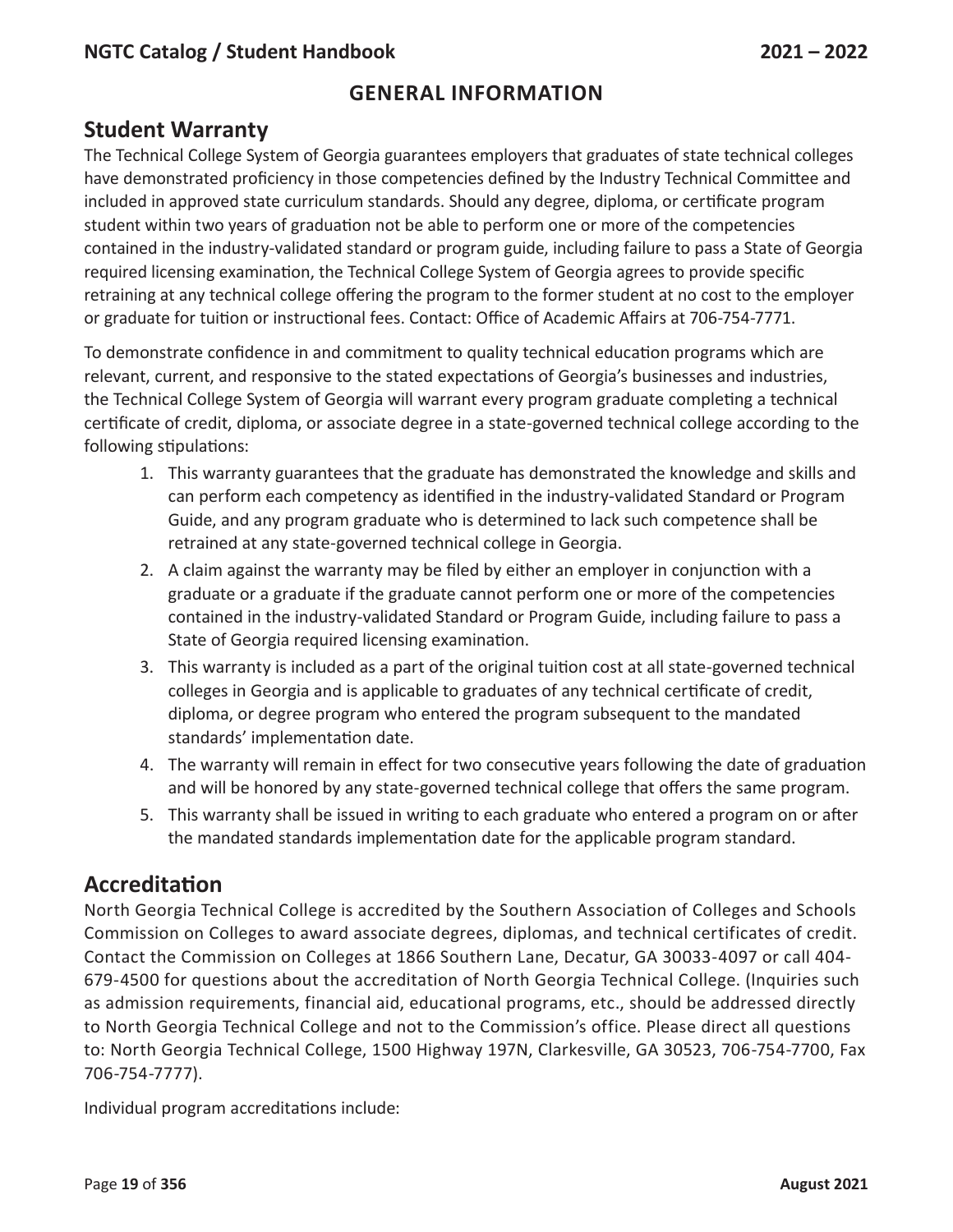# GENERAL INFORMATION

## Student Warranty

The Technical College System of Georgia guarantees employers that graduates of state technical colleges have demonstrated proficiency in those competencies defined by the Industry Technical Committee and included in approved state curriculum standards. Should any degree, diploma, or certificate program student within two years of graduation not be able to perform one or more of the competencies contained in the industry-validated standard or program guide, including failure to pass a State of Georgia required licensing examination, the Technical College System of Georgia agrees to provide specific retraining at any technical college offering the program to the former student at no cost to the employer or graduate for tuition or instructional fees. Contact: Office of Academic Affairs at 706-754-7771.

To demonstrate confidence in and commitment to quality technical education programs which are relevant, current, and responsive to the stated expectations of Georgia's businesses and industries, the Technical College System of Georgia will warrant every program graduate completing a technical certificate of credit, diploma, or associate degree in a state-governed technical college according to the following stipulations:

1. This warranty guarantees that the graduate has demonstrated the knowledge and skills and can perform each competency as identified in the industry-validated Standard or Program Guide, and any program graduate who is determined to lack such competence shall be retrained at any state-governed technical college in Georgia.
2. A claim against the warranty may be filed by either an employer in conjunction with a graduate or a graduate if the graduate cannot perform one or more of the competencies contained in the industry-validated Standard or Program Guide, including failure to pass a State of Georgia required licensing examination.
3. This warranty is included as a part of the original tuition cost at all state-governed technical colleges in Georgia and is applicable to graduates of any technical certificate of credit, diploma, or degree program who entered the program subsequent to the mandated standards' implementation date.
4. The warranty will remain in effect for two consecutive years following the date of graduation and will be honored by any state-governed technical college that offers the same program.
5. This warranty shall be issued in writing to each graduate who entered a program on or after the mandated standards implementation date for the applicable program standard.

## Accreditation

North Georgia Technical College is accredited by the Southern Association of Colleges and Schools Commission on Colleges to award associate degrees, diplomas, and technical certificates of credit. Contact the Commission on Colleges at 1866 Southern Lane, Decatur, GA 30033-4097 or call 404-679-4500 for questions about the accreditation of North Georgia Technical College. (Inquiries such as admission requirements, financial aid, educational programs, etc., should be addressed directly to North Georgia Technical College and not to the Commission's office. Please direct all questions to: North Georgia Technical College, 1500 Highway 197N, Clarkesville, GA 30523, 706-754-7700, Fax 706-754-7777).

Individual program accreditations include: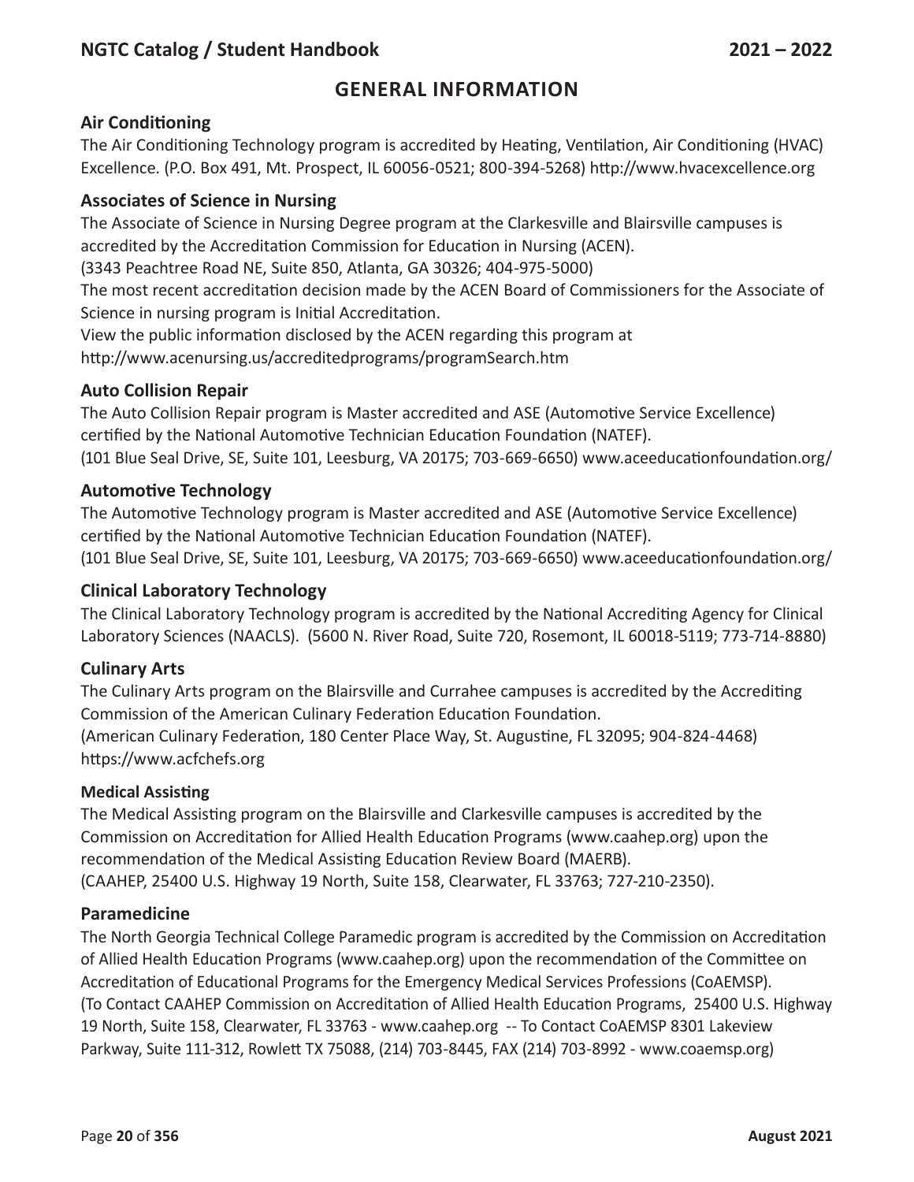## GENERAL INFORMATION

### Air Conditioning

The Air Conditioning Technology program is accredited by Heating, Ventilation, Air Conditioning (HVAC) Excellence. (P.O. Box 491, Mt. Prospect, IL 60056-0521; 800-394-5268) http://www.hvacexcellence.org

### Associates of Science in Nursing

The Associate of Science in Nursing Degree program at the Clarkesville and Blairsville campuses is accredited by the Accreditation Commission for Education in Nursing (ACEN).
(3343 Peachtree Road NE, Suite 850, Atlanta, GA 30326; 404-975-5000)
The most recent accreditation decision made by the ACEN Board of Commissioners for the Associate of Science in nursing program is Initial Accreditation.
View the public information disclosed by the ACEN regarding this program at http://www.acenursing.us/accreditedprograms/programSearch.htm

### Auto Collision Repair

The Auto Collision Repair program is Master accredited and ASE (Automotive Service Excellence) certified by the National Automotive Technician Education Foundation (NATEF).
(101 Blue Seal Drive, SE, Suite 101, Leesburg, VA 20175; 703-669-6650) www.aceeducationfoundation.org/

### Automotive Technology

The Automotive Technology program is Master accredited and ASE (Automotive Service Excellence) certified by the National Automotive Technician Education Foundation (NATEF).
(101 Blue Seal Drive, SE, Suite 101, Leesburg, VA 20175; 703-669-6650) www.aceeducationfoundation.org/

### Clinical Laboratory Technology

The Clinical Laboratory Technology program is accredited by the National Accrediting Agency for Clinical Laboratory Sciences (NAACLS). (5600 N. River Road, Suite 720, Rosemont, IL 60018-5119; 773-714-8880)

### Culinary Arts

The Culinary Arts program on the Blairsville and Currahee campuses is accredited by the Accrediting Commission of the American Culinary Federation Education Foundation.
(American Culinary Federation, 180 Center Place Way, St. Augustine, FL 32095; 904-824-4468) https://www.acfchefs.org

#### Medical Assisting

The Medical Assisting program on the Blairsville and Clarkesville campuses is accredited by the Commission on Accreditation for Allied Health Education Programs (www.caahep.org) upon the recommendation of the Medical Assisting Education Review Board (MAERB).
(CAAHEP, 25400 U.S. Highway 19 North, Suite 158, Clearwater, FL 33763; 727-210-2350).

### Paramedicine

The North Georgia Technical College Paramedic program is accredited by the Commission on Accreditation of Allied Health Education Programs (www.caahep.org) upon the recommendation of the Committee on Accreditation of Educational Programs for the Emergency Medical Services Professions (CoAEMSP).
(To Contact CAAHEP Commission on Accreditation of Allied Health Education Programs, 25400 U.S. Highway 19 North, Suite 158, Clearwater, FL 33763 - www.caahep.org -- To Contact CoAEMSP 8301 Lakeview Parkway, Suite 111-312, Rowlett TX 75088, (214) 703-8445, FAX (214) 703-8992 - www.coaemsp.org)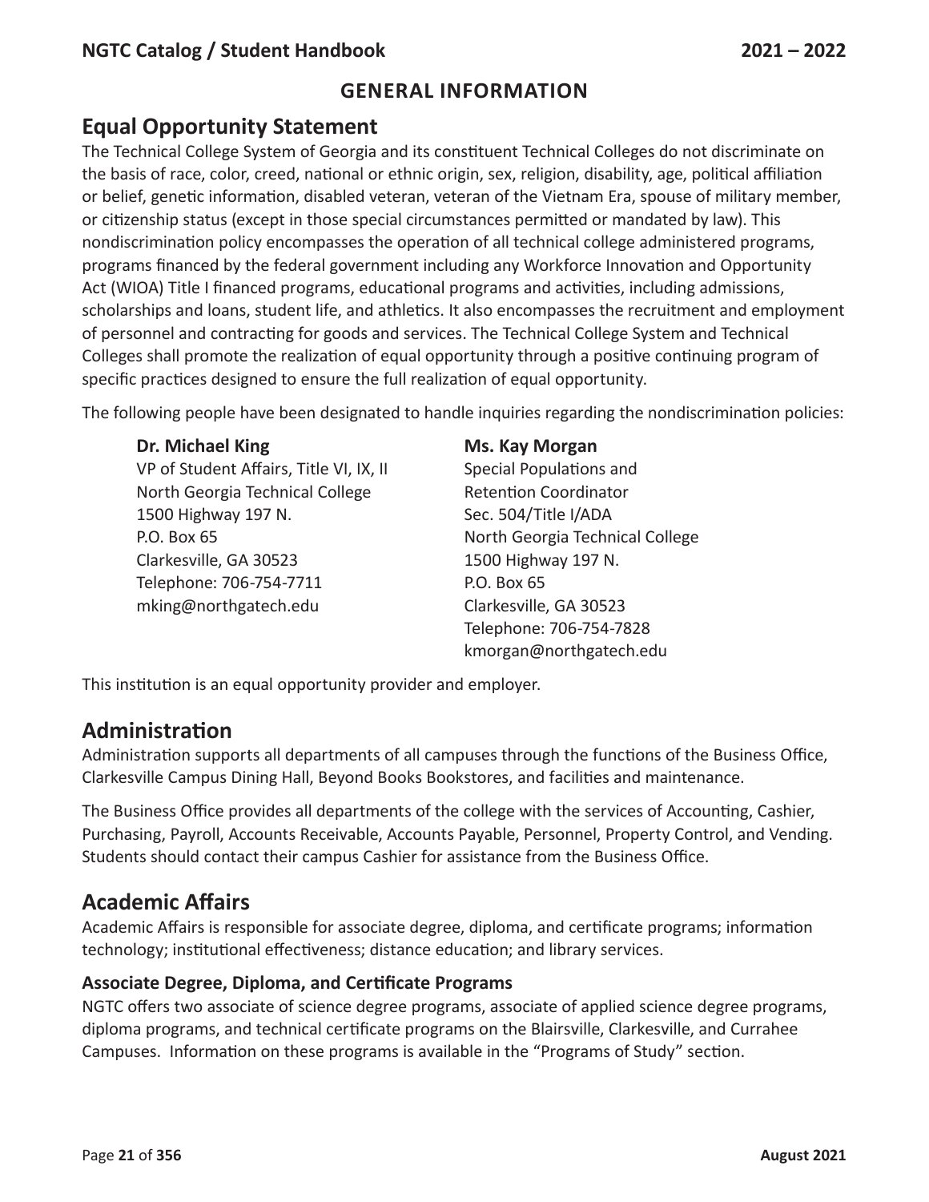# GENERAL INFORMATION

## Equal Opportunity Statement

The Technical College System of Georgia and its constituent Technical Colleges do not discriminate on the basis of race, color, creed, national or ethnic origin, sex, religion, disability, age, political affiliation or belief, genetic information, disabled veteran, veteran of the Vietnam Era, spouse of military member, or citizenship status (except in those special circumstances permitted or mandated by law). This nondiscrimination policy encompasses the operation of all technical college administered programs, programs financed by the federal government including any Workforce Innovation and Opportunity Act (WIOA) Title I financed programs, educational programs and activities, including admissions, scholarships and loans, student life, and athletics. It also encompasses the recruitment and employment of personnel and contracting for goods and services. The Technical College System and Technical Colleges shall promote the realization of equal opportunity through a positive continuing program of specific practices designed to ensure the full realization of equal opportunity.

The following people have been designated to handle inquiries regarding the nondiscrimination policies:

**Dr. Michael King**
VP of Student Affairs, Title VI, IX, II
North Georgia Technical College
1500 Highway 197 N.
P.O. Box 65
Clarkesville, GA 30523
Telephone: 706-754-7711
mking@northgatech.edu

**Ms. Kay Morgan**
Special Populations and
Retention Coordinator
Sec. 504/Title I/ADA
North Georgia Technical College
1500 Highway 197 N.
P.O. Box 65
Clarkesville, GA 30523
Telephone: 706-754-7828
kmorgan@northgatech.edu

This institution is an equal opportunity provider and employer.

## Administration

Administration supports all departments of all campuses through the functions of the Business Office, Clarkesville Campus Dining Hall, Beyond Books Bookstores, and facilities and maintenance.

The Business Office provides all departments of the college with the services of Accounting, Cashier, Purchasing, Payroll, Accounts Receivable, Accounts Payable, Personnel, Property Control, and Vending. Students should contact their campus Cashier for assistance from the Business Office.

## Academic Affairs

Academic Affairs is responsible for associate degree, diploma, and certificate programs; information technology; institutional effectiveness; distance education; and library services.

### Associate Degree, Diploma, and Certificate Programs

NGTC offers two associate of science degree programs, associate of applied science degree programs, diploma programs, and technical certificate programs on the Blairsville, Clarkesville, and Currahee Campuses. Information on these programs is available in the "Programs of Study" section.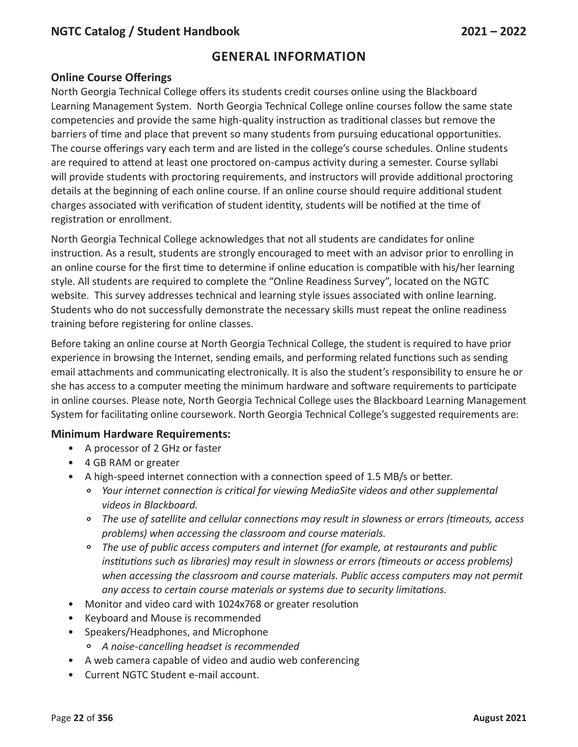## GENERAL INFORMATION

### Online Course Offerings

North Georgia Technical College offers its students credit courses online using the Blackboard Learning Management System. North Georgia Technical College online courses follow the same state competencies and provide the same high-quality instruction as traditional classes but remove the barriers of time and place that prevent so many students from pursuing educational opportunities. The course offerings vary each term and are listed in the college's course schedules. Online students are required to attend at least one proctored on-campus activity during a semester. Course syllabi will provide students with proctoring requirements, and instructors will provide additional proctoring details at the beginning of each online course. If an online course should require additional student charges associated with verification of student identity, students will be notified at the time of registration or enrollment.

North Georgia Technical College acknowledges that not all students are candidates for online instruction. As a result, students are strongly encouraged to meet with an advisor prior to enrolling in an online course for the first time to determine if online education is compatible with his/her learning style. All students are required to complete the "Online Readiness Survey", located on the NGTC website. This survey addresses technical and learning style issues associated with online learning. Students who do not successfully demonstrate the necessary skills must repeat the online readiness training before registering for online classes.

Before taking an online course at North Georgia Technical College, the student is required to have prior experience in browsing the Internet, sending emails, and performing related functions such as sending email attachments and communicating electronically. It is also the student's responsibility to ensure he or she has access to a computer meeting the minimum hardware and software requirements to participate in online courses. Please note, North Georgia Technical College uses the Blackboard Learning Management System for facilitating online coursework. North Georgia Technical College's suggested requirements are:

### Minimum Hardware Requirements:

- A processor of 2 GHz or faster
- 4 GB RAM or greater
- A high-speed internet connection with a connection speed of 1.5 MB/s or better.
  - *Your internet connection is critical for viewing MediaSite videos and other supplemental videos in Blackboard.*
  - *The use of satellite and cellular connections may result in slowness or errors (timeouts, access problems) when accessing the classroom and course materials.*
  - *The use of public access computers and internet (for example, at restaurants and public institutions such as libraries) may result in slowness or errors (timeouts or access problems) when accessing the classroom and course materials. Public access computers may not permit any access to certain course materials or systems due to security limitations.*
- Monitor and video card with 1024x768 or greater resolution
- Keyboard and Mouse is recommended
- Speakers/Headphones, and Microphone
  - *A noise-cancelling headset is recommended*
- A web camera capable of video and audio web conferencing
- Current NGTC Student e-mail account.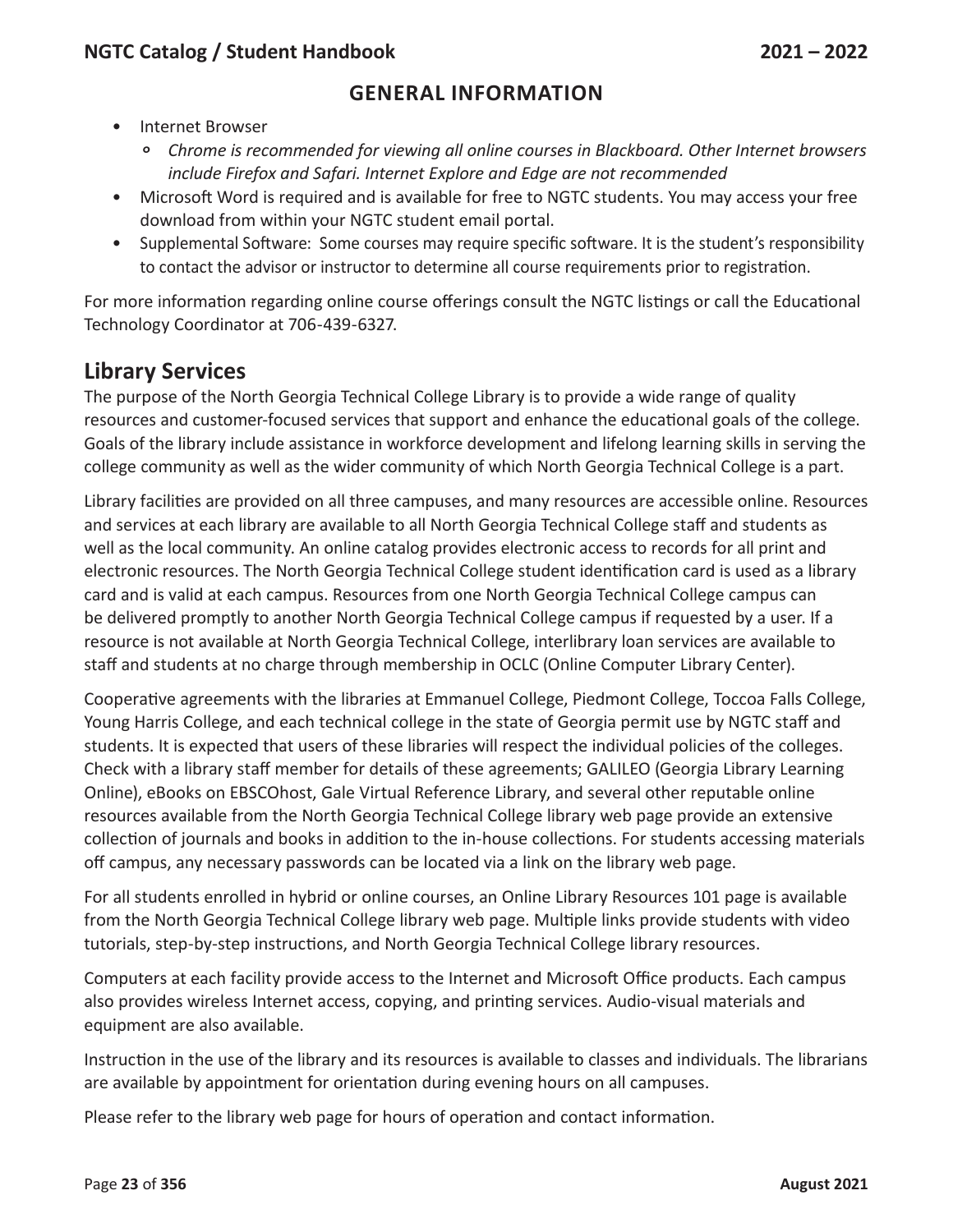## GENERAL INFORMATION

- Internet Browser
  - *Chrome is recommended for viewing all online courses in Blackboard. Other Internet browsers include Firefox and Safari. Internet Explore and Edge are not recommended*
- Microsoft Word is required and is available for free to NGTC students. You may access your free download from within your NGTC student email portal.
- Supplemental Software: Some courses may require specific software. It is the student's responsibility to contact the advisor or instructor to determine all course requirements prior to registration.

For more information regarding online course offerings consult the NGTC listings or call the Educational Technology Coordinator at 706-439-6327.

## Library Services

The purpose of the North Georgia Technical College Library is to provide a wide range of quality resources and customer-focused services that support and enhance the educational goals of the college. Goals of the library include assistance in workforce development and lifelong learning skills in serving the college community as well as the wider community of which North Georgia Technical College is a part.

Library facilities are provided on all three campuses, and many resources are accessible online. Resources and services at each library are available to all North Georgia Technical College staff and students as well as the local community. An online catalog provides electronic access to records for all print and electronic resources. The North Georgia Technical College student identification card is used as a library card and is valid at each campus. Resources from one North Georgia Technical College campus can be delivered promptly to another North Georgia Technical College campus if requested by a user. If a resource is not available at North Georgia Technical College, interlibrary loan services are available to staff and students at no charge through membership in OCLC (Online Computer Library Center).

Cooperative agreements with the libraries at Emmanuel College, Piedmont College, Toccoa Falls College, Young Harris College, and each technical college in the state of Georgia permit use by NGTC staff and students. It is expected that users of these libraries will respect the individual policies of the colleges. Check with a library staff member for details of these agreements; GALILEO (Georgia Library Learning Online), eBooks on EBSCOhost, Gale Virtual Reference Library, and several other reputable online resources available from the North Georgia Technical College library web page provide an extensive collection of journals and books in addition to the in-house collections. For students accessing materials off campus, any necessary passwords can be located via a link on the library web page.

For all students enrolled in hybrid or online courses, an Online Library Resources 101 page is available from the North Georgia Technical College library web page. Multiple links provide students with video tutorials, step-by-step instructions, and North Georgia Technical College library resources.

Computers at each facility provide access to the Internet and Microsoft Office products. Each campus also provides wireless Internet access, copying, and printing services. Audio-visual materials and equipment are also available.

Instruction in the use of the library and its resources is available to classes and individuals. The librarians are available by appointment for orientation during evening hours on all campuses.

Please refer to the library web page for hours of operation and contact information.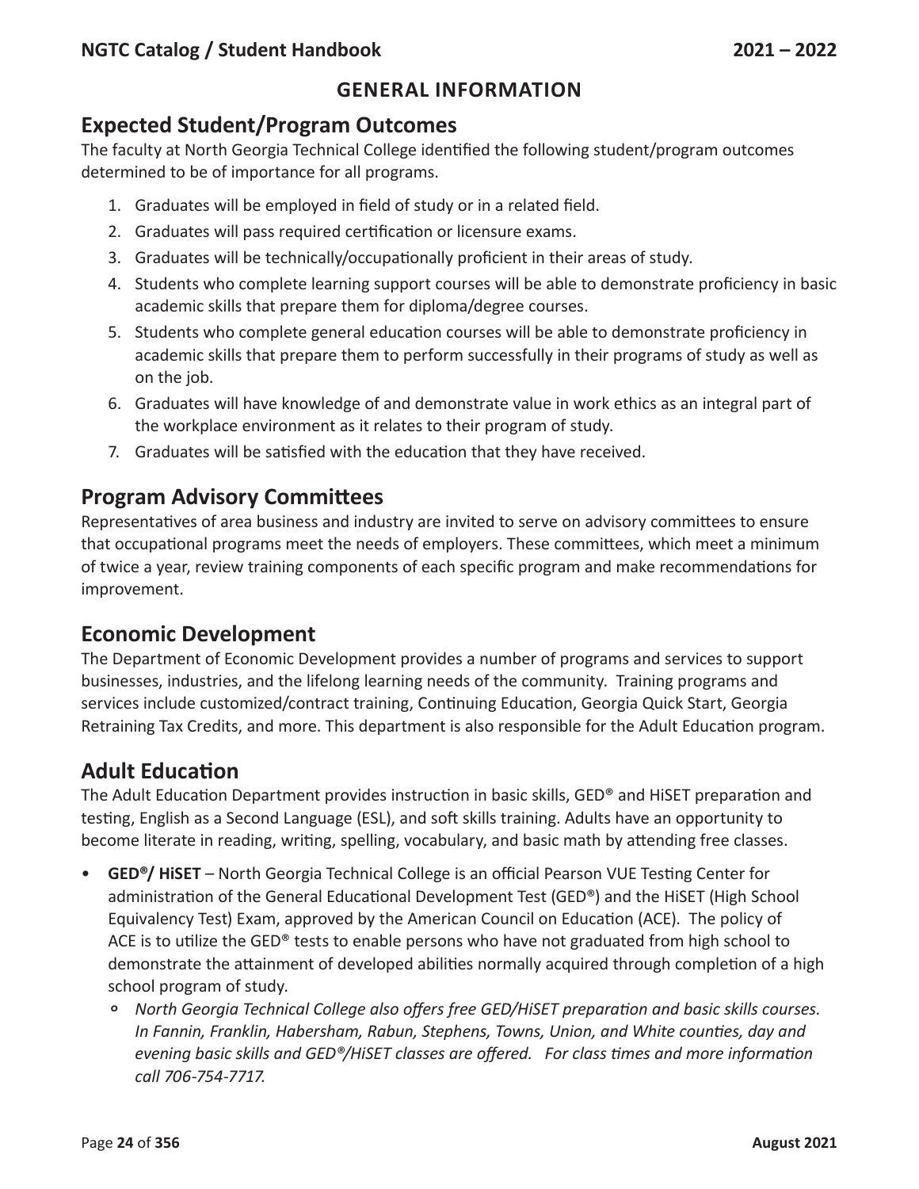# GENERAL INFORMATION

## Expected Student/Program Outcomes

The faculty at North Georgia Technical College identified the following student/program outcomes determined to be of importance for all programs.

1. Graduates will be employed in field of study or in a related field.
2. Graduates will pass required certification or licensure exams.
3. Graduates will be technically/occupationally proficient in their areas of study.
4. Students who complete learning support courses will be able to demonstrate proficiency in basic academic skills that prepare them for diploma/degree courses.
5. Students who complete general education courses will be able to demonstrate proficiency in academic skills that prepare them to perform successfully in their programs of study as well as on the job.
6. Graduates will have knowledge of and demonstrate value in work ethics as an integral part of the workplace environment as it relates to their program of study.
7. Graduates will be satisfied with the education that they have received.

## Program Advisory Committees

Representatives of area business and industry are invited to serve on advisory committees to ensure that occupational programs meet the needs of employers. These committees, which meet a minimum of twice a year, review training components of each specific program and make recommendations for improvement.

## Economic Development

The Department of Economic Development provides a number of programs and services to support businesses, industries, and the lifelong learning needs of the community. Training programs and services include customized/contract training, Continuing Education, Georgia Quick Start, Georgia Retraining Tax Credits, and more. This department is also responsible for the Adult Education program.

## Adult Education

The Adult Education Department provides instruction in basic skills, GED® and HiSET preparation and testing, English as a Second Language (ESL), and soft skills training. Adults have an opportunity to become literate in reading, writing, spelling, vocabulary, and basic math by attending free classes.

- **GED®/ HiSET** – North Georgia Technical College is an official Pearson VUE Testing Center for administration of the General Educational Development Test (GED®) and the HiSET (High School Equivalency Test) Exam, approved by the American Council on Education (ACE). The policy of ACE is to utilize the GED® tests to enable persons who have not graduated from high school to demonstrate the attainment of developed abilities normally acquired through completion of a high school program of study.
    - *North Georgia Technical College also offers free GED/HiSET preparation and basic skills courses. In Fannin, Franklin, Habersham, Rabun, Stephens, Towns, Union, and White counties, day and evening basic skills and GED®/HiSET classes are offered. For class times and more information call 706-754-7717.*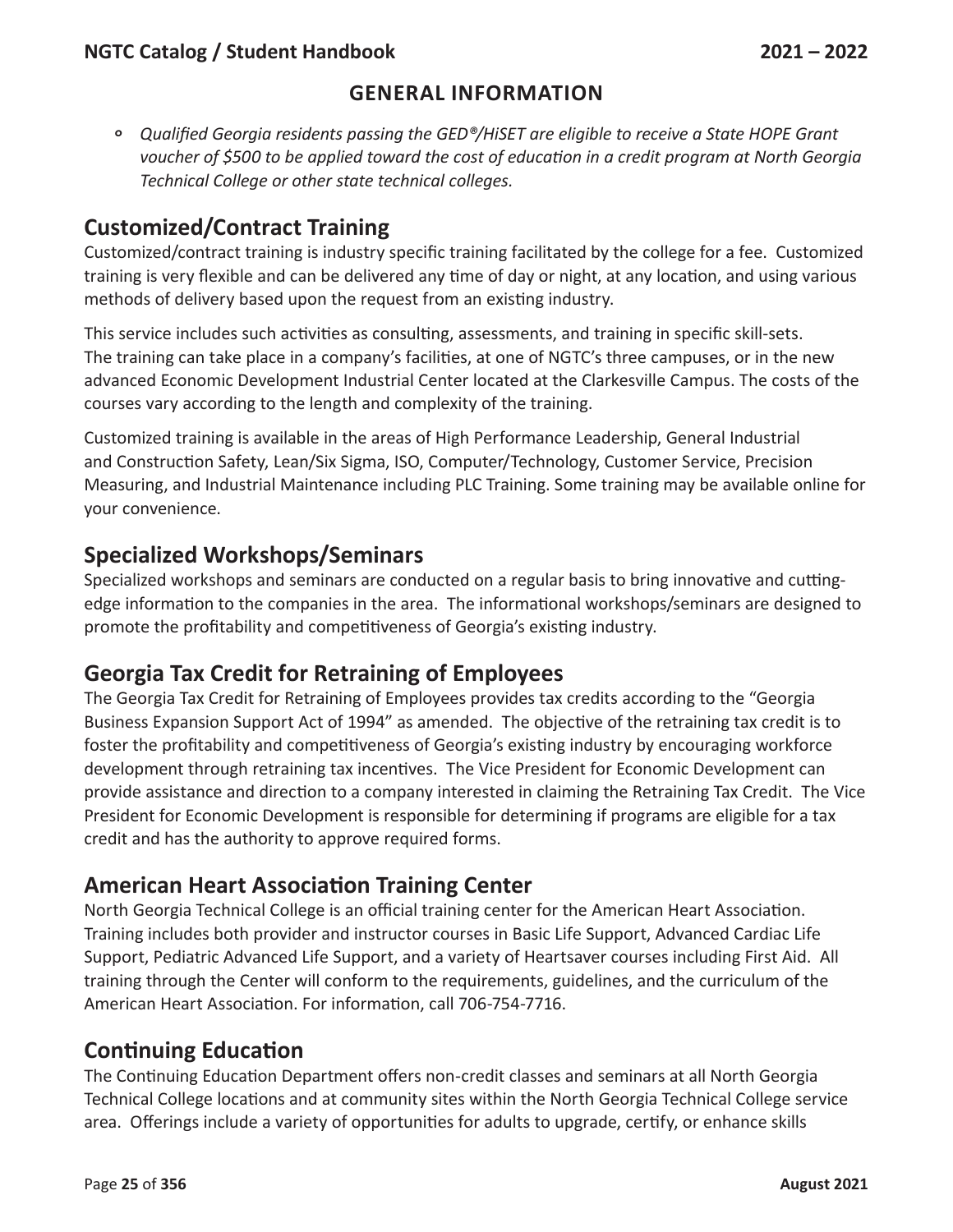## GENERAL INFORMATION

- *Qualified Georgia residents passing the GED®/HiSET are eligible to receive a State HOPE Grant voucher of $500 to be applied toward the cost of education in a credit program at North Georgia Technical College or other state technical colleges.*

## Customized/Contract Training

Customized/contract training is industry specific training facilitated by the college for a fee. Customized training is very flexible and can be delivered any time of day or night, at any location, and using various methods of delivery based upon the request from an existing industry.

This service includes such activities as consulting, assessments, and training in specific skill-sets. The training can take place in a company's facilities, at one of NGTC's three campuses, or in the new advanced Economic Development Industrial Center located at the Clarkesville Campus. The costs of the courses vary according to the length and complexity of the training.

Customized training is available in the areas of High Performance Leadership, General Industrial and Construction Safety, Lean/Six Sigma, ISO, Computer/Technology, Customer Service, Precision Measuring, and Industrial Maintenance including PLC Training. Some training may be available online for your convenience.

## Specialized Workshops/Seminars

Specialized workshops and seminars are conducted on a regular basis to bring innovative and cutting-edge information to the companies in the area. The informational workshops/seminars are designed to promote the profitability and competitiveness of Georgia's existing industry.

## Georgia Tax Credit for Retraining of Employees

The Georgia Tax Credit for Retraining of Employees provides tax credits according to the "Georgia Business Expansion Support Act of 1994" as amended. The objective of the retraining tax credit is to foster the profitability and competitiveness of Georgia's existing industry by encouraging workforce development through retraining tax incentives. The Vice President for Economic Development can provide assistance and direction to a company interested in claiming the Retraining Tax Credit. The Vice President for Economic Development is responsible for determining if programs are eligible for a tax credit and has the authority to approve required forms.

## American Heart Association Training Center

North Georgia Technical College is an official training center for the American Heart Association. Training includes both provider and instructor courses in Basic Life Support, Advanced Cardiac Life Support, Pediatric Advanced Life Support, and a variety of Heartsaver courses including First Aid. All training through the Center will conform to the requirements, guidelines, and the curriculum of the American Heart Association. For information, call 706-754-7716.

## Continuing Education

The Continuing Education Department offers non-credit classes and seminars at all North Georgia Technical College locations and at community sites within the North Georgia Technical College service area. Offerings include a variety of opportunities for adults to upgrade, certify, or enhance skills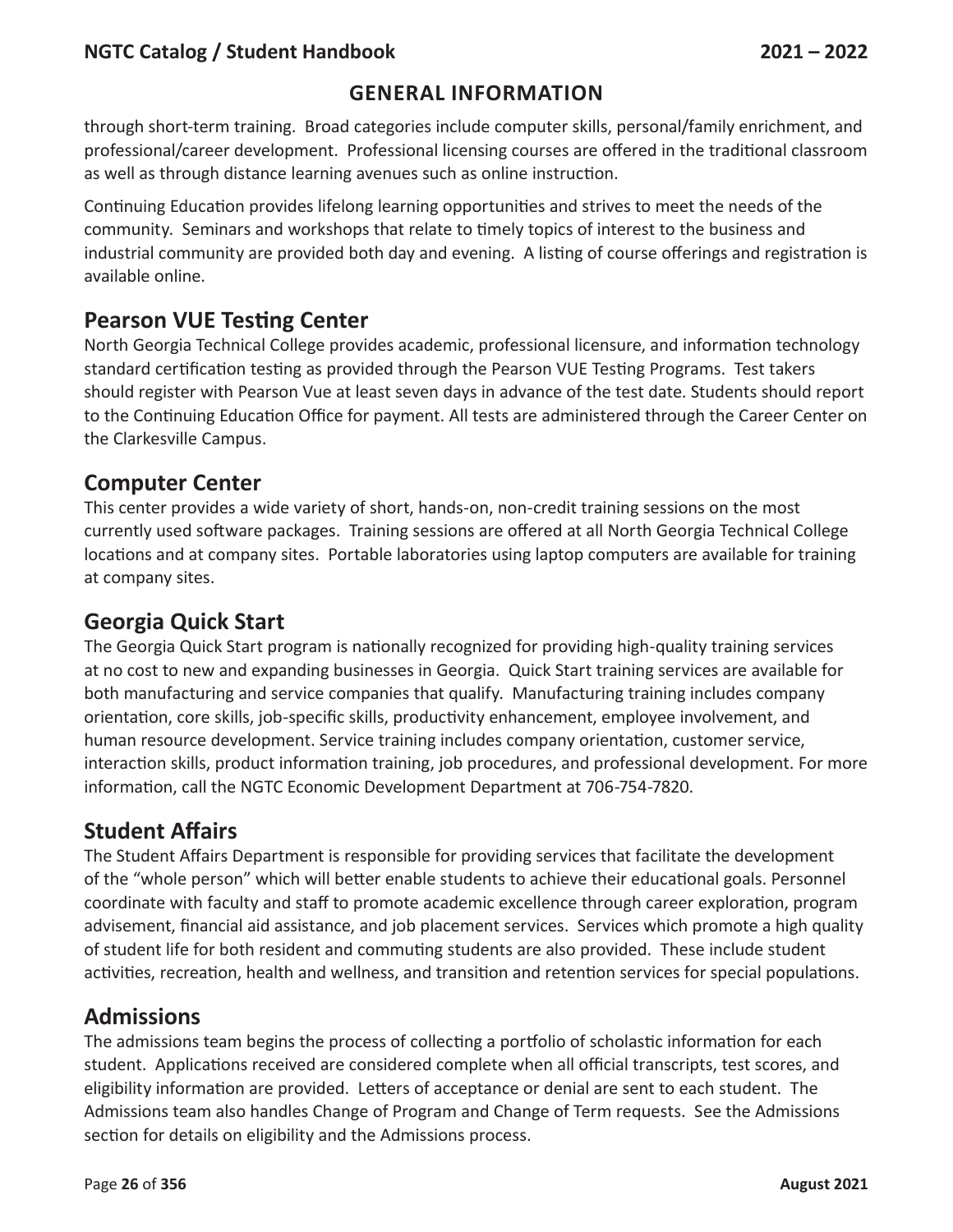through short-term training. Broad categories include computer skills, personal/family enrichment, and professional/career development. Professional licensing courses are offered in the traditional classroom as well as through distance learning avenues such as online instruction.

Continuing Education provides lifelong learning opportunities and strives to meet the needs of the community. Seminars and workshops that relate to timely topics of interest to the business and industrial community are provided both day and evening. A listing of course offerings and registration is available online.

## Pearson VUE Testing Center

North Georgia Technical College provides academic, professional licensure, and information technology standard certification testing as provided through the Pearson VUE Testing Programs. Test takers should register with Pearson Vue at least seven days in advance of the test date. Students should report to the Continuing Education Office for payment. All tests are administered through the Career Center on the Clarkesville Campus.

## Computer Center

This center provides a wide variety of short, hands-on, non-credit training sessions on the most currently used software packages. Training sessions are offered at all North Georgia Technical College locations and at company sites. Portable laboratories using laptop computers are available for training at company sites.

## Georgia Quick Start

The Georgia Quick Start program is nationally recognized for providing high-quality training services at no cost to new and expanding businesses in Georgia. Quick Start training services are available for both manufacturing and service companies that qualify. Manufacturing training includes company orientation, core skills, job-specific skills, productivity enhancement, employee involvement, and human resource development. Service training includes company orientation, customer service, interaction skills, product information training, job procedures, and professional development. For more information, call the NGTC Economic Development Department at 706-754-7820.

## Student Affairs

The Student Affairs Department is responsible for providing services that facilitate the development of the "whole person" which will better enable students to achieve their educational goals. Personnel coordinate with faculty and staff to promote academic excellence through career exploration, program advisement, financial aid assistance, and job placement services. Services which promote a high quality of student life for both resident and commuting students are also provided. These include student activities, recreation, health and wellness, and transition and retention services for special populations.

## Admissions

The admissions team begins the process of collecting a portfolio of scholastic information for each student. Applications received are considered complete when all official transcripts, test scores, and eligibility information are provided. Letters of acceptance or denial are sent to each student. The Admissions team also handles Change of Program and Change of Term requests. See the Admissions section for details on eligibility and the Admissions process.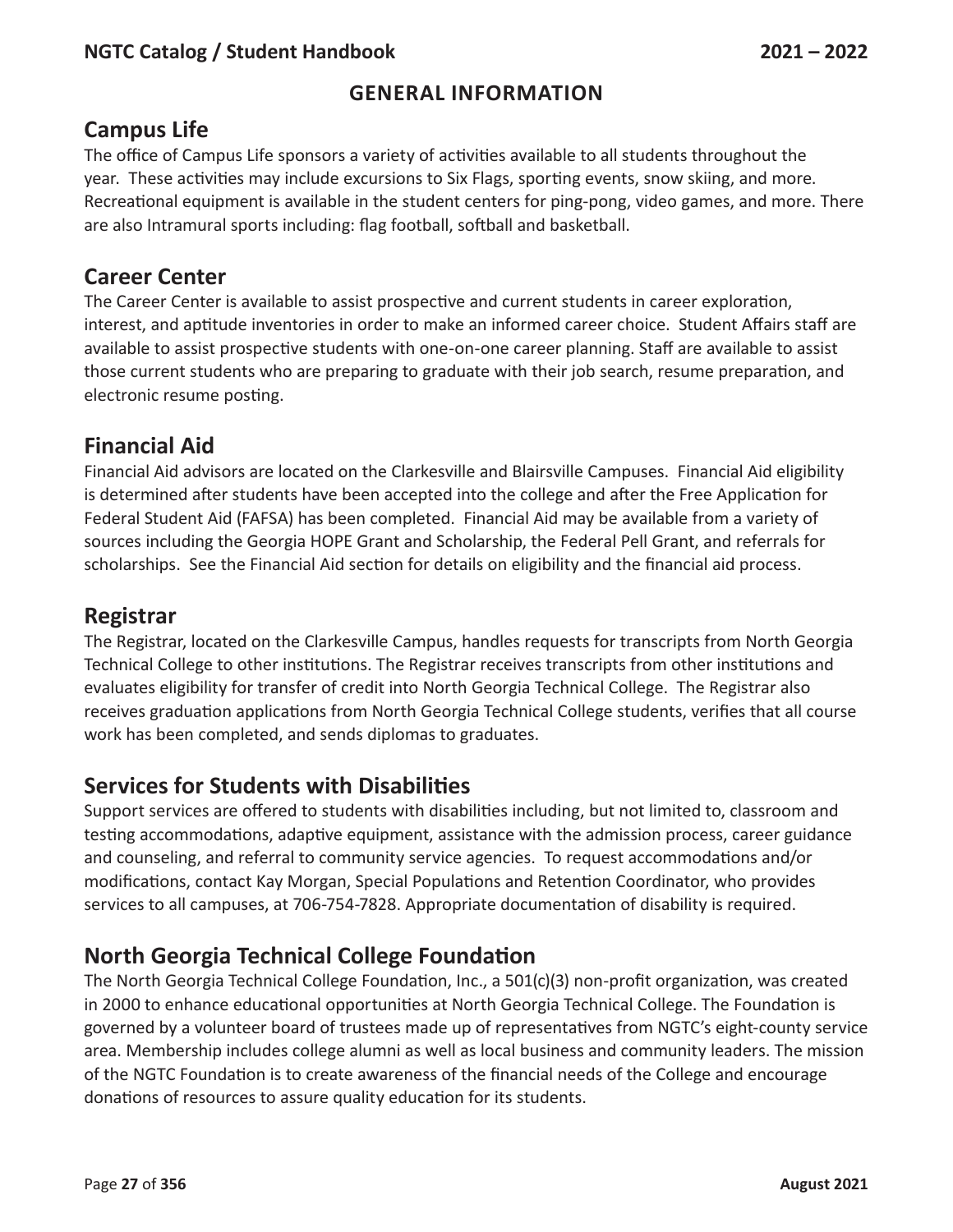# GENERAL INFORMATION

## Campus Life

The office of Campus Life sponsors a variety of activities available to all students throughout the year. These activities may include excursions to Six Flags, sporting events, snow skiing, and more. Recreational equipment is available in the student centers for ping-pong, video games, and more. There are also Intramural sports including: flag football, softball and basketball.

## Career Center

The Career Center is available to assist prospective and current students in career exploration, interest, and aptitude inventories in order to make an informed career choice. Student Affairs staff are available to assist prospective students with one-on-one career planning. Staff are available to assist those current students who are preparing to graduate with their job search, resume preparation, and electronic resume posting.

## Financial Aid

Financial Aid advisors are located on the Clarkesville and Blairsville Campuses. Financial Aid eligibility is determined after students have been accepted into the college and after the Free Application for Federal Student Aid (FAFSA) has been completed. Financial Aid may be available from a variety of sources including the Georgia HOPE Grant and Scholarship, the Federal Pell Grant, and referrals for scholarships. See the Financial Aid section for details on eligibility and the financial aid process.

## Registrar

The Registrar, located on the Clarkesville Campus, handles requests for transcripts from North Georgia Technical College to other institutions. The Registrar receives transcripts from other institutions and evaluates eligibility for transfer of credit into North Georgia Technical College. The Registrar also receives graduation applications from North Georgia Technical College students, verifies that all course work has been completed, and sends diplomas to graduates.

## Services for Students with Disabilities

Support services are offered to students with disabilities including, but not limited to, classroom and testing accommodations, adaptive equipment, assistance with the admission process, career guidance and counseling, and referral to community service agencies. To request accommodations and/or modifications, contact Kay Morgan, Special Populations and Retention Coordinator, who provides services to all campuses, at 706-754-7828. Appropriate documentation of disability is required.

## North Georgia Technical College Foundation

The North Georgia Technical College Foundation, Inc., a 501(c)(3) non-profit organization, was created in 2000 to enhance educational opportunities at North Georgia Technical College. The Foundation is governed by a volunteer board of trustees made up of representatives from NGTC's eight-county service area. Membership includes college alumni as well as local business and community leaders. The mission of the NGTC Foundation is to create awareness of the financial needs of the College and encourage donations of resources to assure quality education for its students.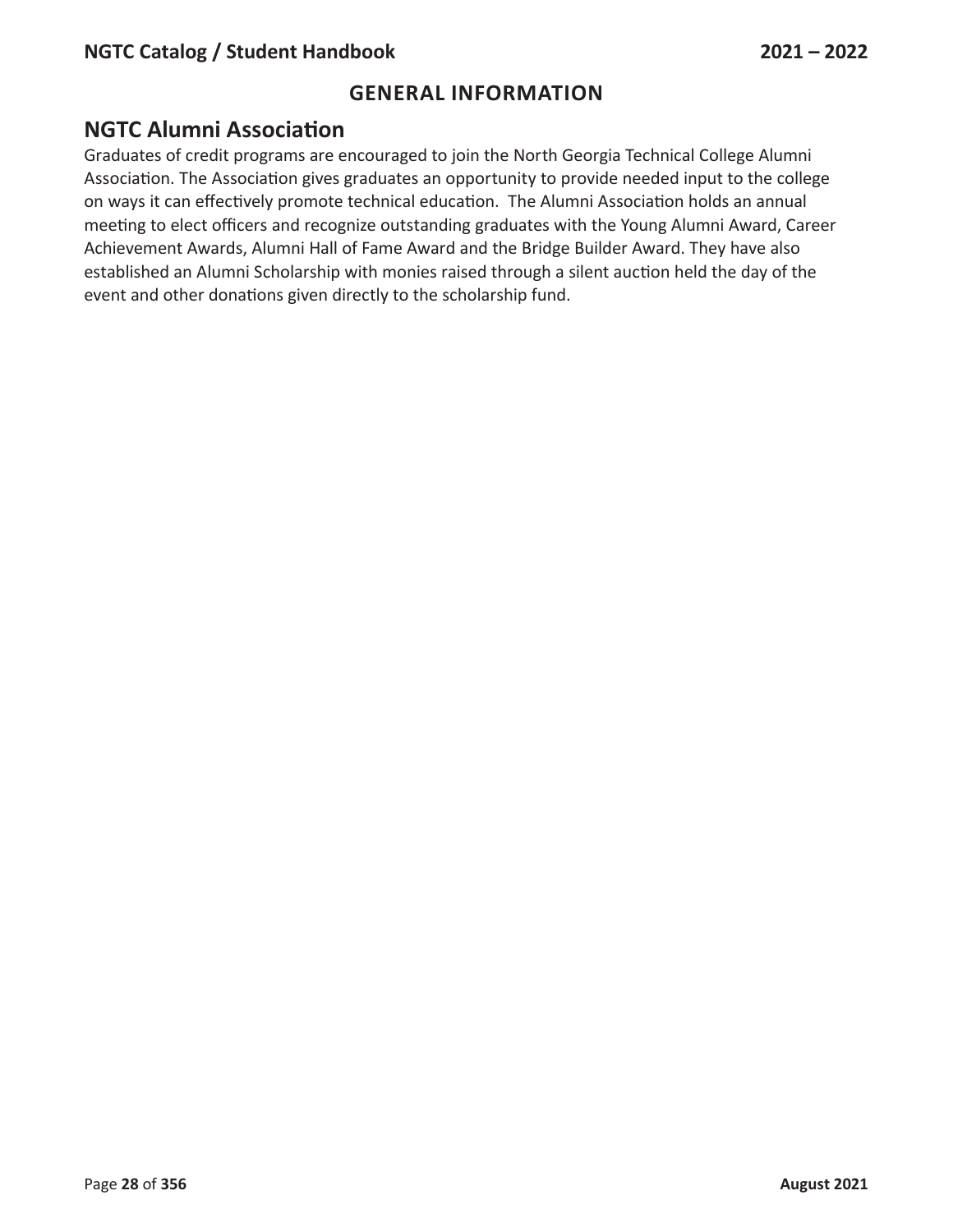# GENERAL INFORMATION

## NGTC Alumni Association

Graduates of credit programs are encouraged to join the North Georgia Technical College Alumni Association. The Association gives graduates an opportunity to provide needed input to the college on ways it can effectively promote technical education. The Alumni Association holds an annual meeting to elect officers and recognize outstanding graduates with the Young Alumni Award, Career Achievement Awards, Alumni Hall of Fame Award and the Bridge Builder Award. They have also established an Alumni Scholarship with monies raised through a silent auction held the day of the event and other donations given directly to the scholarship fund.